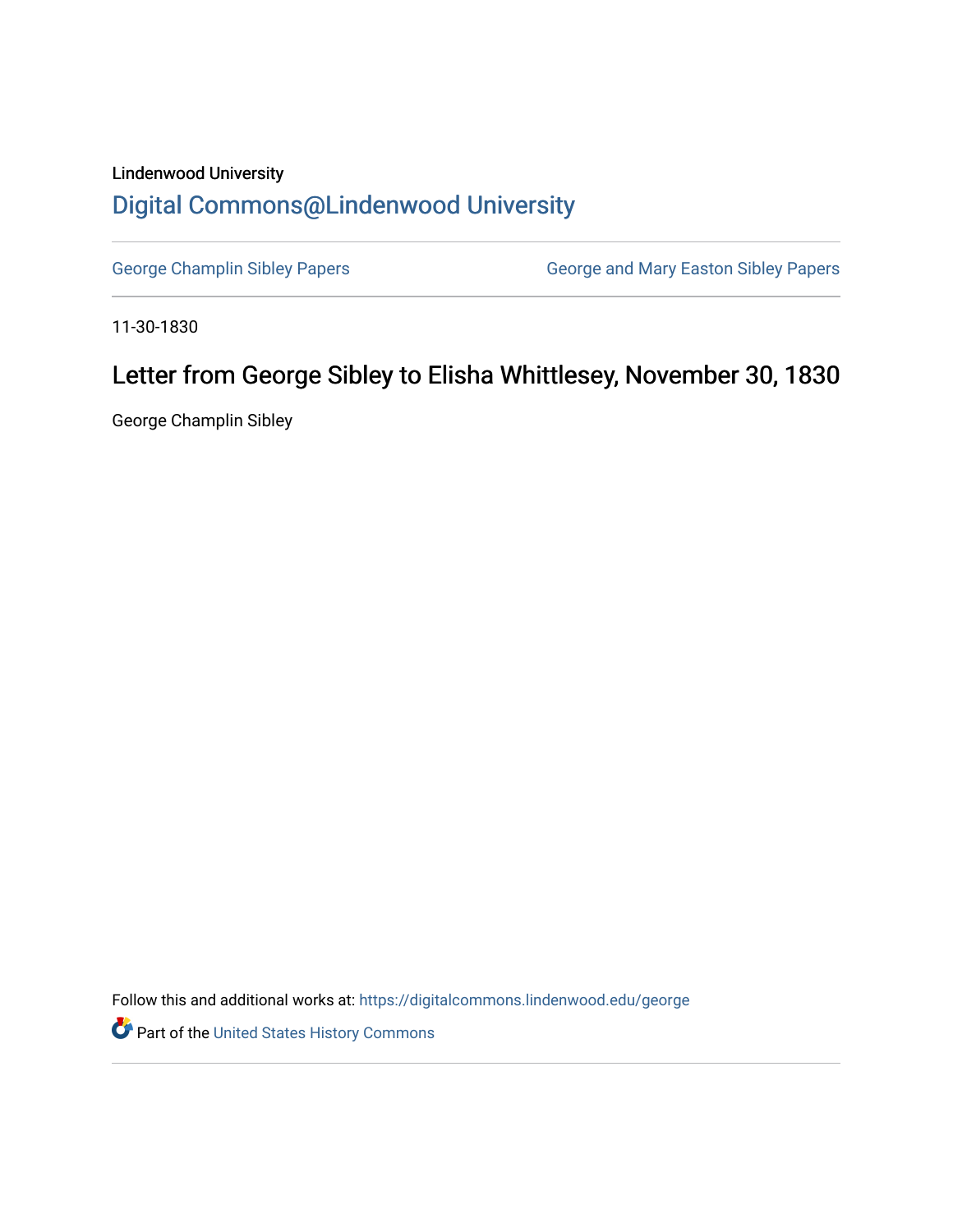Lindenwood University

# Digital Commons@Lindenwood University

George Champlin Sibley Papers

George and Mary Easton Sibley Papers

11-30-1830

## Letter from George Sibley to Elisha Whittlesey, November 30, 1830

George Champlin Sibley

Follow this and additional works at: https://digitalcommons.lindenwood.edu/george

Part of the United States History Commons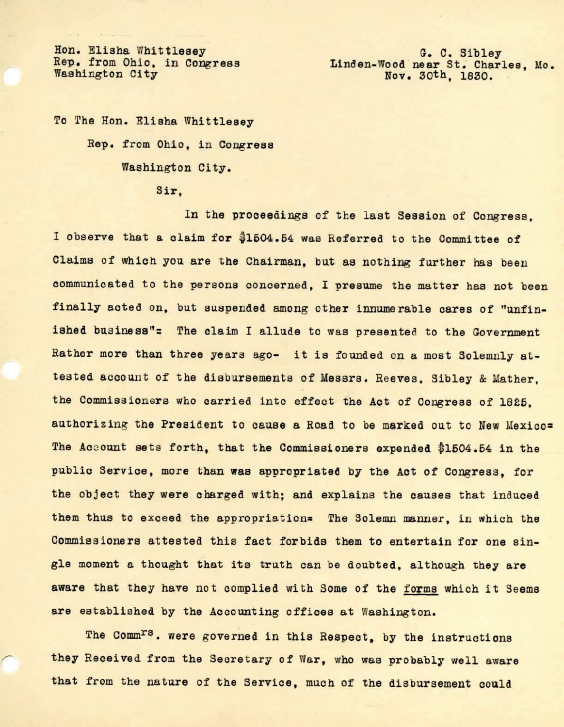Hon. Elisha Whittlesey
Rep. from Ohio, in Congress
Washington City

G. C. Sibley
Linden-Wood near St. Charles, Mo.
Nov. 30th, 1830.

To The Hon. Elisha Whittlesey

Rep. from Ohio, in Congress

Washington City.

Sir,

In the proceedings of the last Session of Congress, I observe that a claim for $1504.54 was Referred to the Committee of Claims of which you are the Chairman, but as nothing further has been communicated to the persons concerned, I presume the matter has not been finally acted on, but suspended among other innumerable cares of "unfinished business"= The claim I allude to was presented to the Government Rather more than three years ago- it is founded on a most Solemnly attested account of the disbursements of Messrs. Reeves, Sibley & Mather, the Commissioners who carried into effect the Act of Congress of 1825, authorizing the President to cause a Road to be marked out to New Mexico= The Account sets forth, that the Commissioners expended $1504.54 in the public Service, more than was appropriated by the Act of Congress, for the object they were charged with; and explains the causes that induced them thus to exceed the appropriation= The Solemn manner, in which the Commissioners attested this fact forbids them to entertain for one single moment a thought that its truth can be doubted, although they are aware that they have not complied with Some of the <u>forms</u> which it Seems are established by the Accounting offices at Washington.

The Comm[rs]. were governed in this Respect, by the instructions they Received from the Secretary of War, who was probably well aware that from the nature of the Service, much of the disbursement could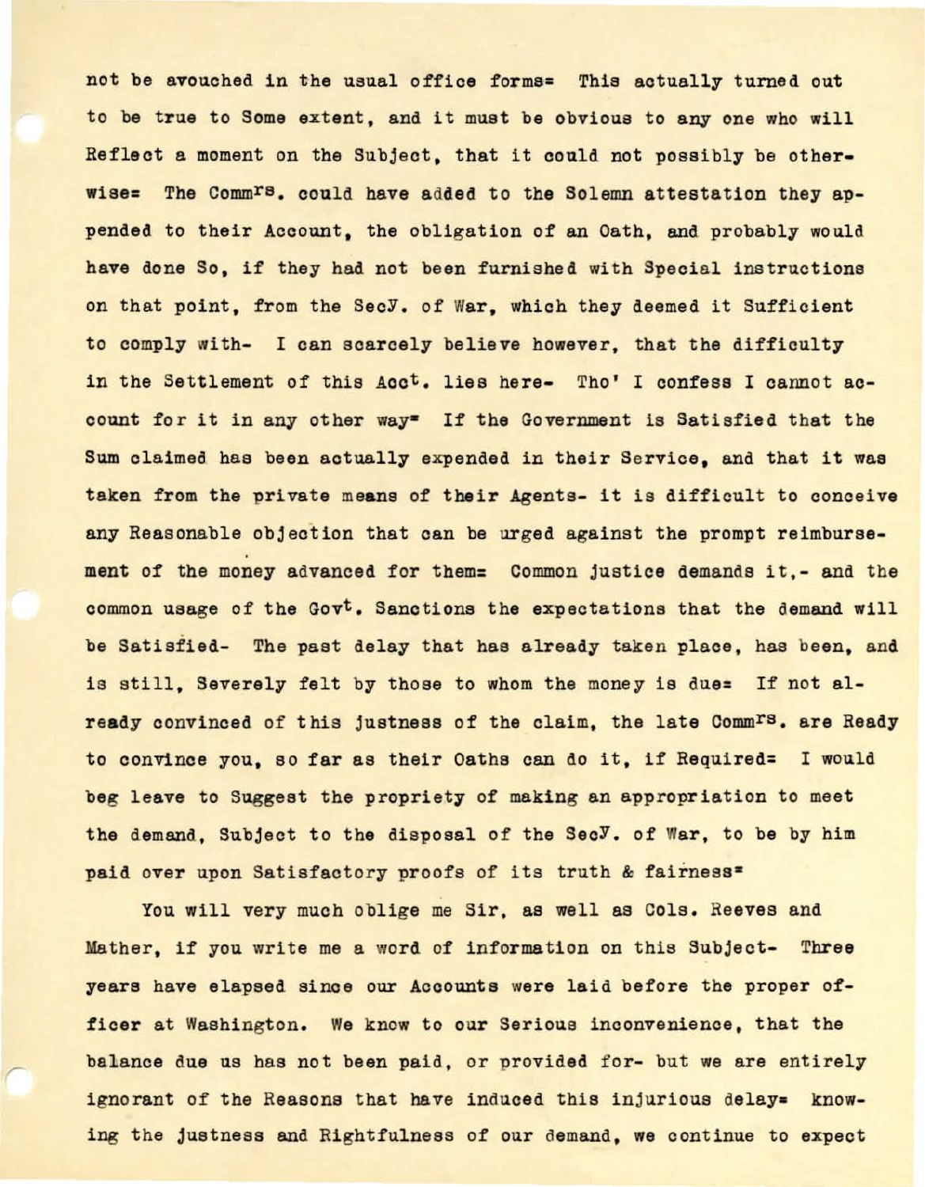not be avouched in the usual office forms= This actually turned out to be true to Some extent, and it must be obvious to any one who will Reflect a moment on the Subject, that it could not possibly be otherwise= The Commrs. could have added to the Solemn attestation they appended to their Account, the obligation of an Oath, and probably would have done So, if they had not been furnished with Special instructions on that point, from the Secy. of War, which they deemed it Sufficient to comply with- I can scarcely believe however, that the difficulty in the Settlement of this Acct. lies here- Tho' I confess I cannot account for it in any other way= If the Government is Satisfied that the Sum claimed has been actually expended in their Service, and that it was taken from the private means of their Agents- it is difficult to conceive any Reasonable objection that can be urged against the prompt reimbursement of the money advanced for them= Common justice demands it,- and the common usage of the Govt. Sanctions the expectations that the demand will be Satisfied- The past delay that has already taken place, has been, and is still, Severely felt by those to whom the money is due= If not already convinced of this justness of the claim, the late Commrs. are Ready to convince you, so far as their Oaths can do it, if Required= I would beg leave to Suggest the propriety of making an appropriation to meet the demand, Subject to the disposal of the Secy. of War, to be by him paid over upon Satisfactory proofs of its truth & fairness=

You will very much oblige me Sir, as well as Cols. Reeves and Mather, if you write me a word of information on this Subject- Three years have elapsed since our Accounts were laid before the proper officer at Washington. We know to our Serious inconvenience, that the balance due us has not been paid, or provided for- but we are entirely ignorant of the Reasons that have induced this injurious delay= knowing the justness and Rightfulness of our demand, we continue to expect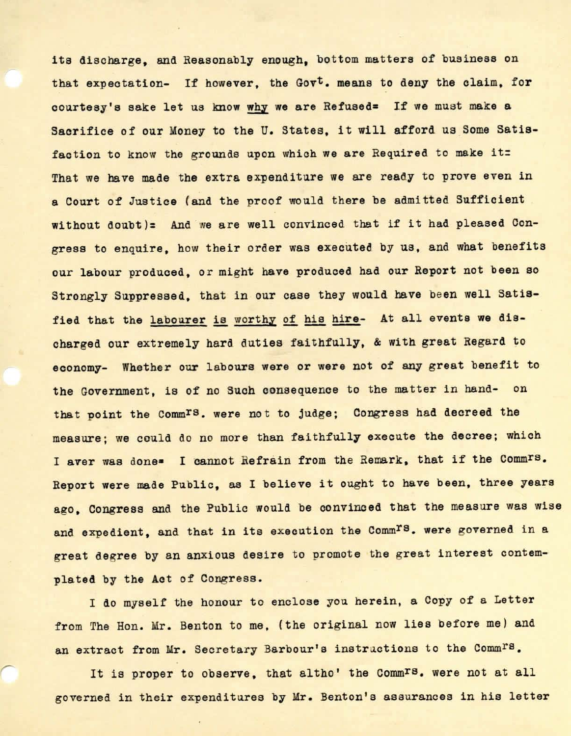its discharge, and Reasonably enough, bottom matters of business on that expectation- If however, the Gov$^{t}$. means to deny the claim, for courtesy's sake let us know <u>why</u> we are Refused= If we must make a Sacrifice of our Money to the U. States, it will afford us Some Satisfaction to know the grounds upon which we are Required to make it= That we have made the extra expenditure we are ready to prove even in a Court of Justice (and the proof would there be admitted Sufficient without doubt)= And we are well convinced that if it had pleased Congress to enquire, how their order was executed by us, and what benefits our labour produced, or might have produced had our Report not been so Strongly Suppressed, that in our case they would have been well Satisfied that the <u>labourer is worthy of his hire</u>- At all events we discharged our extremely hard duties faithfully, & with great Regard to economy- Whether our labours were or were not of any great benefit to the Government, is of no Such consequence to the matter in hand- on that point the Comm$^{rs}$. were not to judge; Congress had decreed the measure; we could do no more than faithfully execute the decree; which I aver was done= I cannot Refrain from the Remark, that if the Comm$^{rs}$. Report were made Public, as I believe it ought to have been, three years ago, Congress and the Public would be convinced that the measure was wise and expedient, and that in its execution the Comm$^{rs}$. were governed in a great degree by an anxious desire to promote the great interest contemplated by the Act of Congress.

I do myself the honour to enclose you herein, a Copy of a Letter from The Hon. Mr. Benton to me, (the original now lies before me) and an extract from Mr. Secretary Barbour's instructions to the Comm$^{rs}$.

It is proper to observe, that altho' the Comm$^{rs}$. were not at all governed in their expenditures by Mr. Benton's assurances in his letter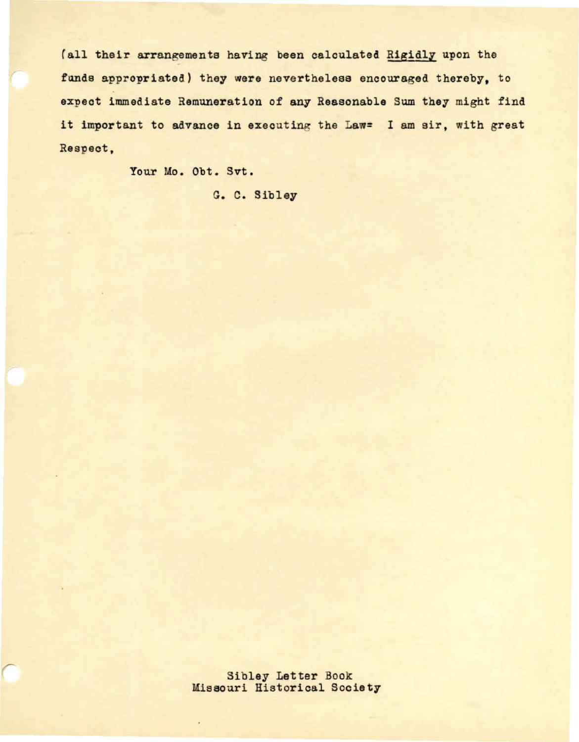(all their arrangements having been calculated <u>Rigidly</u> upon the funds appropriated) they were nevertheless encouraged thereby, to expect immediate Remuneration of any Reasonable Sum they might find it important to advance in executing the Law= I am sir, with great Respect,

Your Mo. Obt. Svt.

G. C. Sibley

Sibley Letter Book
Missouri Historical Society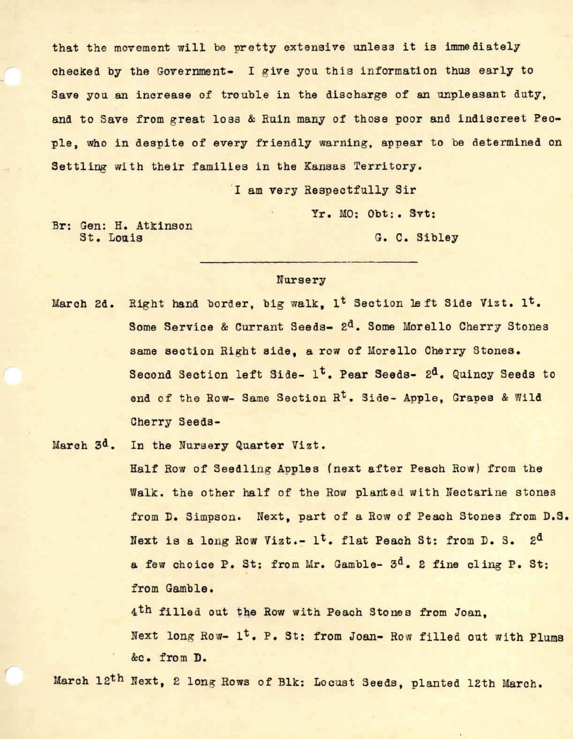that the movement will be pretty extensive unless it is immediately checked by the Government- I give you this information thus early to Save you an increase of trouble in the discharge of an unpleasant duty, and to Save from great loss & Ruin many of those poor and indiscreet People, who in despite of every friendly warning, appear to be determined on Settling with their families in the Kansas Territory.

I am very Respectfully Sir

Yr. MO: Obt:. Svt:

Br: Gen: H. Atkinson
St. Louis

G. C. Sibley

---

Nursery

March 2d. Right hand border, big walk, 1t Section left Side Vizt. 1t. Some Service & Currant Seeds- 2d. Some Morello Cherry Stones same section Right side, a row of Morello Cherry Stones. Second Section left Side- 1t. Pear Seeds- 2d. Quincy Seeds to end of the Row- Same Section Rt. Side- Apple, Grapes & Wild Cherry Seeds-

March 3d. In the Nursery Quarter Vizt.
Half Row of Seedling Apples (next after Peach Row) from the Walk. the other half of the Row planted with Nectarine stones from D. Simpson. Next, part of a Row of Peach Stones from D.S. Next is a long Row Vizt.- 1t. flat Peach St: from D. S. 2d a few choice P. St: from Mr. Gamble- 3d. 2 fine cling P. St: from Gamble.
4th filled out the Row with Peach Stones from Joan,
Next long Row- 1t. P. St: from Joan- Row filled out with Plums &c. from D.

March 12th Next, 2 long Rows of Blk: Locust Seeds, planted 12th March.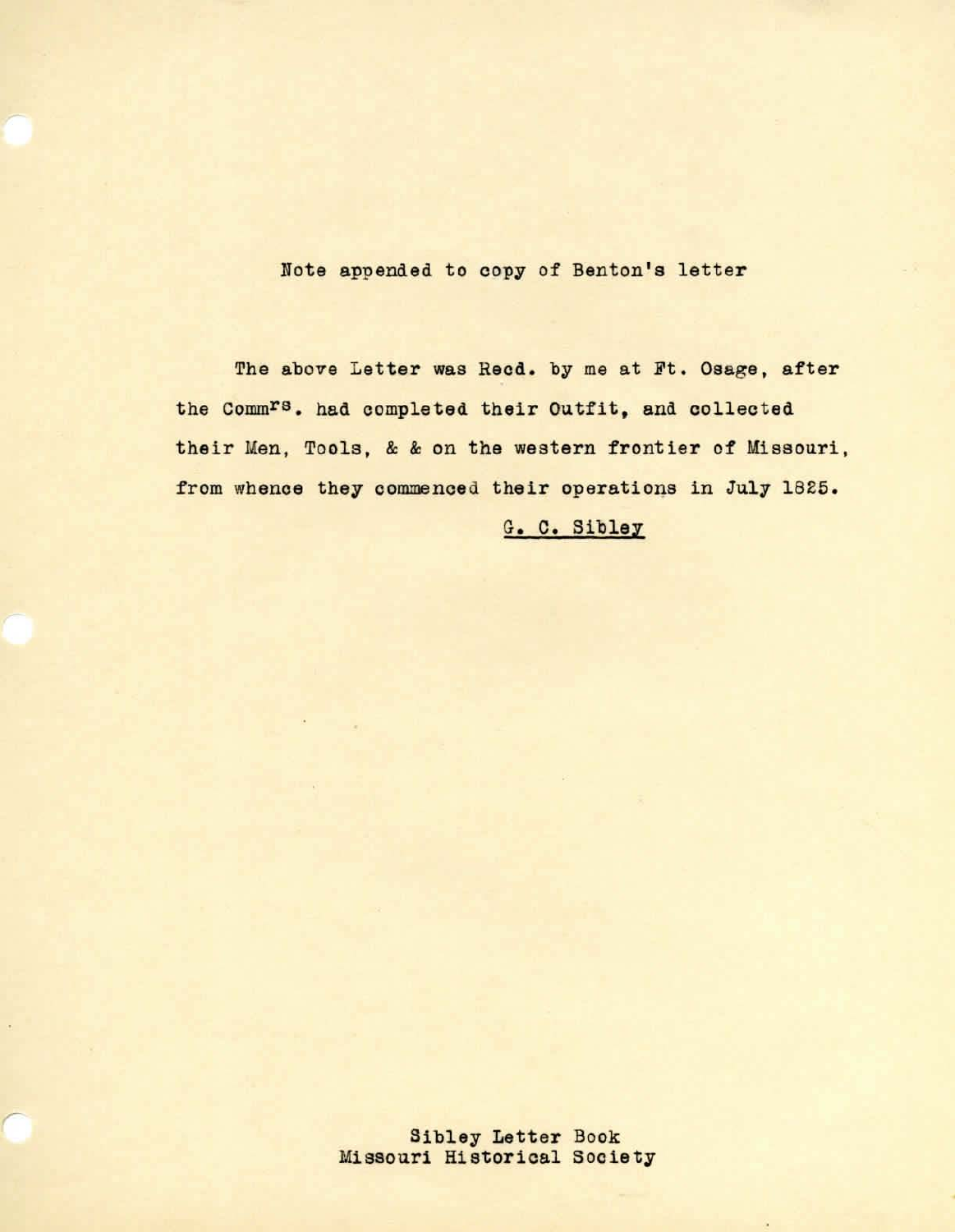Note appended to copy of Benton's letter

The above Letter was Recd. by me at Ft. Osage, after the Comm[rs]. had completed their Outfit, and collected their Men, Tools, & & on the western frontier of Missouri, from whence they commenced their operations in July 1825.

G. C. Sibley

Sibley Letter Book
Missouri Historical Society